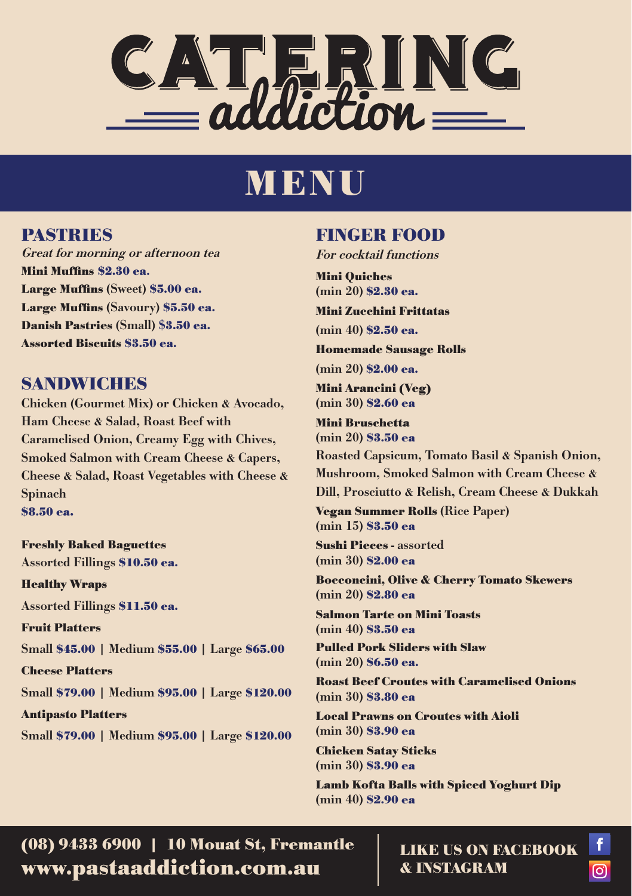# CATERING addiction

# MENU

## PASTRIES

*Great for morning or afternoon tea*

**Mini Muffins** **$2.30 ea.**
**Large Muffins** (Sweet) **$5.00 ea.**
**Large Muffins** (Savoury) **$5.50 ea.**
**Danish Pastries** (Small) **$3.50 ea.**
**Assorted Biscuits** **$3.50 ea.**

## SANDWICHES

Chicken (Gourmet Mix) or Chicken & Avocado, Ham Cheese & Salad, Roast Beef with Caramelised Onion, Creamy Egg with Chives, Smoked Salmon with Cream Cheese & Capers, Cheese & Salad, Roast Vegetables with Cheese & Spinach
**$8.50 ea.**

**Freshly Baked Baguettes**
Assorted Fillings **$10.50 ea.**

**Healthy Wraps**
Assorted Fillings **$11.50 ea.**

**Fruit Platters**
Small **$45.00** | Medium **$55.00** | Large **$65.00**

**Cheese Platters**
Small **$79.00** | Medium **$95.00** | Large **$120.00**

**Antipasto Platters**
Small **$79.00** | Medium **$95.00** | Large **$120.00**

## FINGER FOOD

*For cocktail functions*

**Mini Quiches**
(min 20) **$2.30 ea.**

**Mini Zucchini Frittatas**
(min 40) **$2.50 ea.**

**Homemade Sausage Rolls**
(min 20) **$2.00 ea.**

**Mini Arancini (Veg)**
(min 30) **$2.60 ea**

**Mini Bruschetta**
(min 20) **$3.50 ea**
Roasted Capsicum, Tomato Basil & Spanish Onion, Mushroom, Smoked Salmon with Cream Cheese & Dill, Prosciutto & Relish, Cream Cheese & Dukkah

**Vegan Summer Rolls** (Rice Paper)
(min 15) **$3.50 ea**

**Sushi Pieces** - assorted
(min 30) **$2.00 ea**

**Bocconcini, Olive & Cherry Tomato Skewers**
(min 20) **$2.80 ea**

**Salmon Tarte on Mini Toasts**
(min 40) **$3.50 ea**

**Pulled Pork Sliders with Slaw**
(min 20) **$6.50 ea.**

**Roast Beef Croutes with Caramelised Onions**
(min 30) **$3.80 ea**

**Local Prawns on Croutes with Aioli**
(min 30) **$3.90 ea**

**Chicken Satay Sticks**
(min 30) **$3.90 ea**

**Lamb Kofta Balls with Spiced Yoghurt Dip**
(min 40) **$2.90 ea**

**(08) 9433 6900 | 10 Mouat St, Fremantle**
**www.pastaaddiction.com.au**

**LIKE US ON FACEBOOK & INSTAGRAM**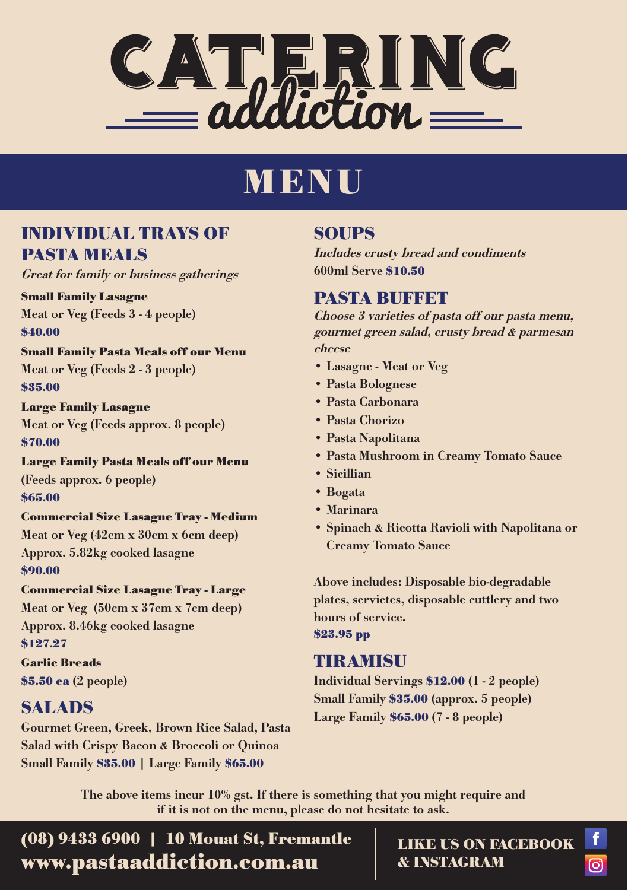# CATERING addiction

# MENU

## INDIVIDUAL TRAYS OF PASTA MEALS

*Great for family or business gatherings*

**Small Family Lasagne**
Meat or Veg (Feeds 3 - 4 people)
**$40.00**

**Small Family Pasta Meals off our Menu**
Meat or Veg (Feeds 2 - 3 people)
**$35.00**

**Large Family Lasagne**
Meat or Veg (Feeds approx. 8 people)
**$70.00**

**Large Family Pasta Meals off our Menu**
(Feeds approx. 6 people)
**$65.00**

**Commercial Size Lasagne Tray - Medium**
Meat or Veg (42cm x 30cm x 6cm deep)
Approx. 5.82kg cooked lasagne
**$90.00**

**Commercial Size Lasagne Tray - Large**
Meat or Veg (50cm x 37cm x 7cm deep)
Approx. 8.46kg cooked lasagne
**$127.27**

**Garlic Breads**
**$5.50 ea** (2 people)

## SALADS

Gourmet Green, Greek, Brown Rice Salad, Pasta Salad with Crispy Bacon & Broccoli or Quinoa
Small Family **$35.00** | Large Family **$65.00**

## SOUPS

*Includes crusty bread and condiments*
600ml Serve **$10.50**

## PASTA BUFFET

*Choose 3 varieties of pasta off our pasta menu, gourmet green salad, crusty bread & parmesan cheese*

- Lasagne - Meat or Veg
- Pasta Bolognese
- Pasta Carbonara
- Pasta Chorizo
- Pasta Napolitana
- Pasta Mushroom in Creamy Tomato Sauce
- Sicillian
- Bogata
- Marinara
- Spinach & Ricotta Ravioli with Napolitana or Creamy Tomato Sauce

Above includes: Disposable bio-degradable plates, servietes, disposable cuttlery and two hours of service.
**$23.95 pp**

## TIRAMISU

Individual Servings **$12.00** (1 - 2 people)
Small Family **$35.00** (approx. 5 people)
Large Family **$65.00** (7 - 8 people)

The above items incur 10% gst. If there is something that you might require and if it is not on the menu, please do not hesitate to ask.

**(08) 9433 6900 | 10 Mouat St, Fremantle**
**www.pastaaddiction.com.au**

**LIKE US ON FACEBOOK & INSTAGRAM**